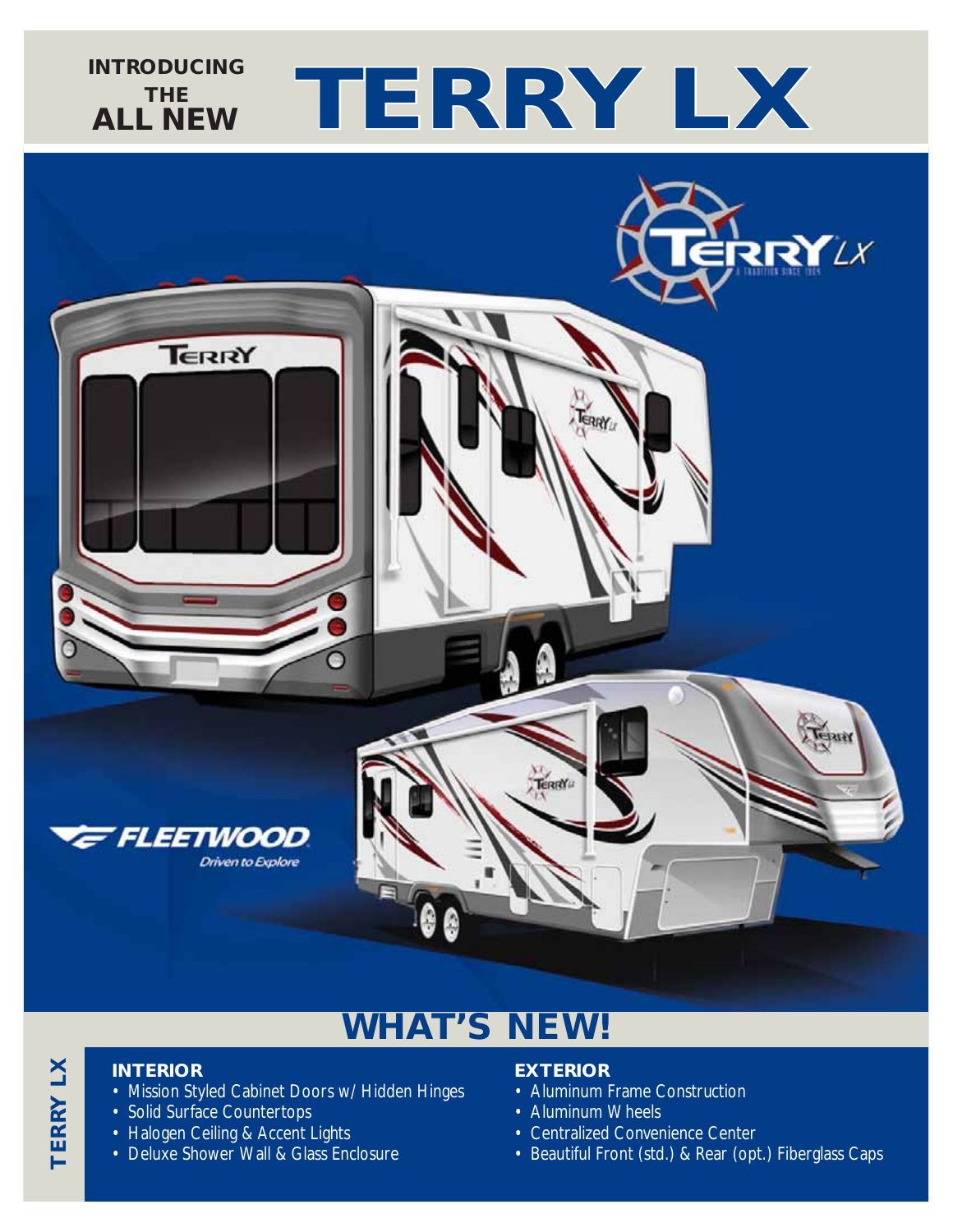INTRODUCING THE ALL NEW

# TERRY LX

FLEETWOOD

*Driven to Explore*

## WHAT'S NEW!

TERRY LX

### INTERIOR

- Mission Styled Cabinet Doors w/ Hidden Hinges
- Solid Surface Countertops
- Halogen Ceiling & Accent Lights
- Deluxe Shower Wall & Glass Enclosure

### EXTERIOR

- Aluminum Frame Construction
- Aluminum Wheels
- Centralized Convenience Center
- Beautiful Front (std.) & Rear (opt.) Fiberglass Caps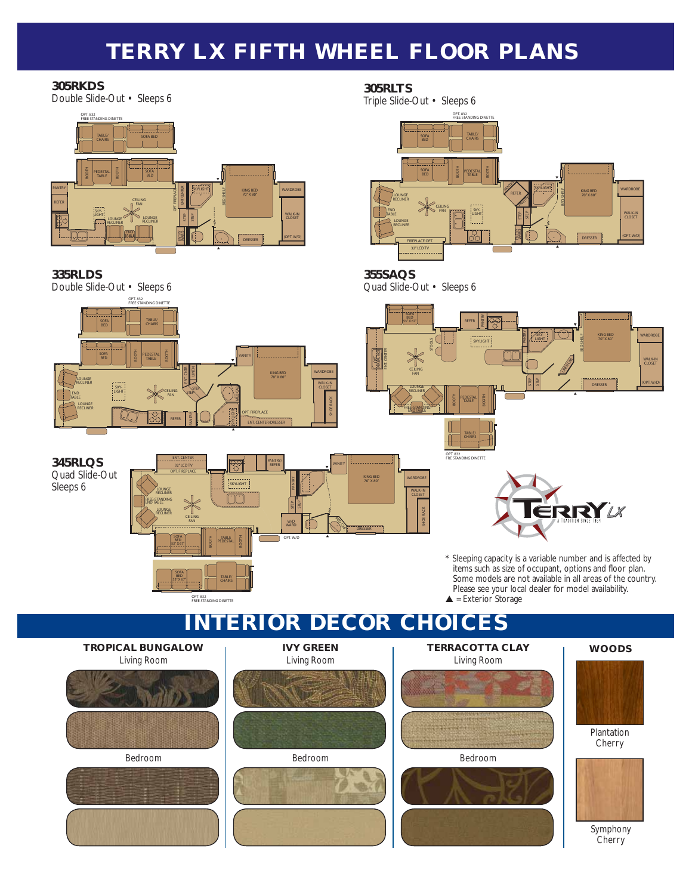# TERRY LX FIFTH WHEEL FLOOR PLANS

**305RKDS**
Double Slide-Out • Sleeps 6

**305RLTS**
Triple Slide-Out • Sleeps 6

**335RLDS**
Double Slide-Out • Sleeps 6

**355SAQS**
Quad Slide-Out • Sleeps 6

**345RLQS**
Quad Slide-Out
Sleeps 6

\* Sleeping capacity is a variable number and is affected by items such as size of occupant, options and floor plan. Some models are not available in all areas of the country. Please see your local dealer for model availability.

▲ = Exterior Storage

# INTERIOR DECOR CHOICES

**TROPICAL BUNGALOW**
Living Room
Bedroom

**IVY GREEN**
Living Room
Bedroom

**TERRACOTTA CLAY**
Living Room
Bedroom

**WOODS**
Plantation Cherry
Symphony Cherry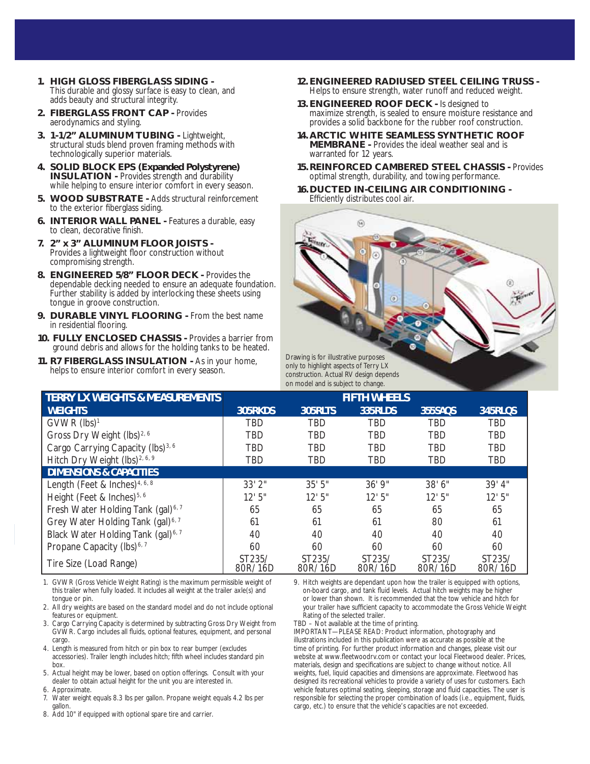1. **HIGH GLOSS FIBERGLASS SIDING -** This durable and glossy surface is easy to clean, and adds beauty and structural integrity.
2. **FIBERGLASS FRONT CAP -** Provides aerodynamics and styling.
3. **1-1/2" ALUMINUM TUBING -** Lightweight, structural studs blend proven framing methods with technologically superior materials.
4. **SOLID BLOCK EPS (Expanded Polystyrene) INSULATION -** Provides strength and durability while helping to ensure interior comfort in every season.
5. **WOOD SUBSTRATE -** Adds structural reinforcement to the exterior fiberglass siding.
6. **INTERIOR WALL PANEL -** Features a durable, easy to clean, decorative finish.
7. **2" x 3" ALUMINUM FLOOR JOISTS -** Provides a lightweight floor construction without compromising strength.
8. **ENGINEERED 5/8" FLOOR DECK -** Provides the dependable decking needed to ensure an adequate foundation. Further stability is added by interlocking these sheets using tongue in groove construction.
9. **DURABLE VINYL FLOORING -** From the best name in residential flooring.
10. **FULLY ENCLOSED CHASSIS -** Provides a barrier from ground debris and allows for the holding tanks to be heated.
11. **R7 FIBERGLASS INSULATION -** As in your home, helps to ensure interior comfort in every season.
12. **ENGINEERED RADIUSED STEEL CEILING TRUSS -** Helps to ensure strength, water runoff and reduced weight.
13. **ENGINEERED ROOF DECK -** Is designed to maximize strength, is sealed to ensure moisture resistance and provides a solid backbone for the rubber roof construction.
14. **ARCTIC WHITE SEAMLESS SYNTHETIC ROOF MEMBRANE -** Provides the ideal weather seal and is warranted for 12 years.
15. **REINFORCED CAMBERED STEEL CHASSIS -** Provides optimal strength, durability, and towing performance.
16. **DUCTED IN-CEILING AIR CONDITIONING -** Efficiently distributes cool air.

Drawing is for illustrative purposes only to highlight aspects of Terry LX construction. Actual RV design depends on model and is subject to change.

| TERRY LX WEIGHTS & MEASUREMENTS | FIFTH WHEELS | | | | |
|---|---|---|---|---|---|
| **WEIGHTS** | **305RKDS** | **305RLTS** | **335RLDS** | **355SAQS** | **345RLQS** |
| GVWR (lbs)[1] | TBD | TBD | TBD | TBD | TBD |
| Gross Dry Weight (lbs)[2, 6] | TBD | TBD | TBD | TBD | TBD |
| Cargo Carrying Capacity (lbs)[3, 6] | TBD | TBD | TBD | TBD | TBD |
| Hitch Dry Weight (lbs)[2, 6, 9] | TBD | TBD | TBD | TBD | TBD |
| **DIMENSIONS & CAPACITIES** | | | | | |
| Length (Feet & Inches)[4, 6, 8] | 33' 2" | 35' 5" | 36' 9" | 38' 6" | 39' 4" |
| Height (Feet & Inches)[5, 6] | 12' 5" | 12' 5" | 12' 5" | 12' 5" | 12' 5" |
| Fresh Water Holding Tank (gal)[6, 7] | 65 | 65 | 65 | 65 | 65 |
| Grey Water Holding Tank (gal)[6, 7] | 61 | 61 | 61 | 80 | 61 |
| Black Water Holding Tank (gal)[6, 7] | 40 | 40 | 40 | 40 | 40 |
| Propane Capacity (lbs)[6, 7] | 60 | 60 | 60 | 60 | 60 |
| Tire Size (Load Range) | ST235/80R/16D | ST235/80R/16D | ST235/80R/16D | ST235/80R/16D | ST235/80R/16D |

1. GVWR (Gross Vehicle Weight Rating) is the maximum permissible weight of this trailer when fully loaded. It includes all weight at the trailer axle(s) and tongue or pin.
2. All dry weights are based on the standard model and do not include optional features or equipment.
3. Cargo Carrying Capacity is determined by subtracting Gross Dry Weight from GVWR. Cargo includes all fluids, optional features, equipment, and personal cargo.
4. Length is measured from hitch or pin box to rear bumper (excludes accessories). Trailer length includes hitch; fifth wheel includes standard pin box.
5. Actual height may be lower, based on option offerings. Consult with your dealer to obtain actual height for the unit you are interested in.
6. Approximate.
7. Water weight equals 8.3 lbs per gallon. Propane weight equals 4.2 lbs per gallon.
8. Add 10" if equipped with optional spare tire and carrier.
9. Hitch weights are dependant upon how the trailer is equipped with options, on-board cargo, and tank fluid levels. Actual hitch weights may be higher or lower than shown. It is recommended that the tow vehicle and hitch for your trailer have sufficient capacity to accommodate the Gross Vehicle Weight Rating of the selected trailer.

TBD – Not available at the time of printing.

IMPORTANT—PLEASE READ: Product information, photography and illustrations included in this publication were as accurate as possible at the time of printing. For further product information and changes, please visit our website at www.fleetwoodrv.com or contact your local Fleetwood dealer. Prices, materials, design and specifications are subject to change without notice. All weights, fuel, liquid capacities and dimensions are approximate. Fleetwood has designed its recreational vehicles to provide a variety of uses for customers. Each vehicle features optimal seating, sleeping, storage and fluid capacities. The user is responsible for selecting the proper combination of loads (i.e., equipment, fluids, cargo, etc.) to ensure that the vehicle's capacities are not exceeded.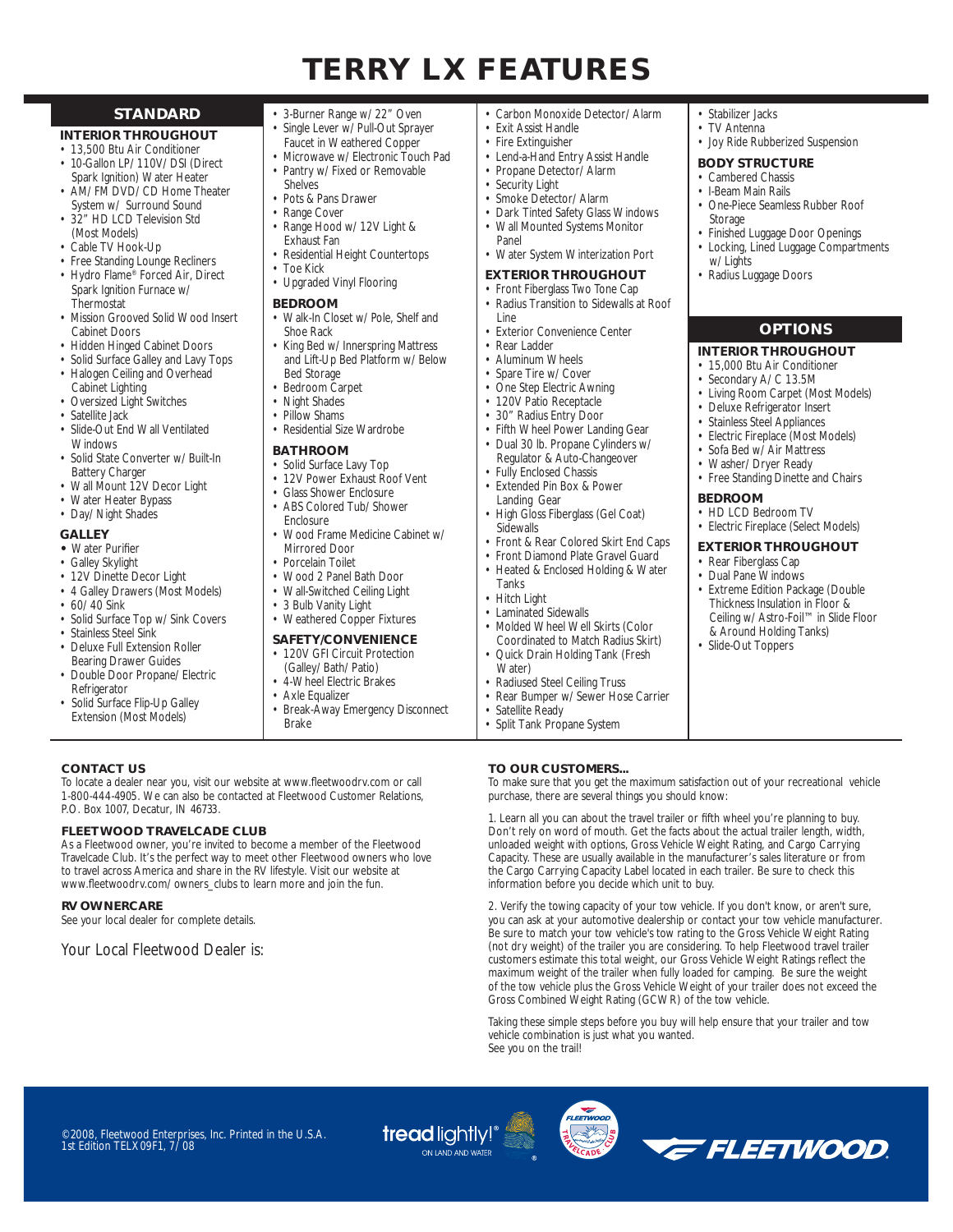# TERRY LX FEATURES

## STANDARD

### INTERIOR THROUGHOUT

- 13,500 Btu Air Conditioner
- 10-Gallon LP/110V/DSI (Direct Spark Ignition) Water Heater
- AM/FM DVD/CD Home Theater System w/ Surround Sound
- 32" HD LCD Television Std (Most Models)
- Cable TV Hook-Up
- Free Standing Lounge Recliners
- Hydro Flame® Forced Air, Direct Spark Ignition Furnace w/ Thermostat
- Mission Grooved Solid Wood Insert Cabinet Doors
- Hidden Hinged Cabinet Doors
- Solid Surface Galley and Lavy Tops
- Halogen Ceiling and Overhead Cabinet Lighting
- Oversized Light Switches
- Satellite Jack
- Slide-Out End Wall Ventilated Windows
- Solid State Converter w/ Built-In Battery Charger
- Wall Mount 12V Decor Light
- Water Heater Bypass
- Day/Night Shades

### GALLEY

- Water Purifier
- Galley Skylight
- 12V Dinette Decor Light
- 4 Galley Drawers (Most Models)
- 60/40 Sink
- Solid Surface Top w/ Sink Covers
- Stainless Steel Sink
- Deluxe Full Extension Roller Bearing Drawer Guides
- Double Door Propane/Electric Refrigerator
- Solid Surface Flip-Up Galley Extension (Most Models)
- 3-Burner Range w/ 22" Oven
- Single Lever w/ Pull-Out Sprayer Faucet in Weathered Copper
- Microwave w/ Electronic Touch Pad
- Pantry w/ Fixed or Removable Shelves
- Pots & Pans Drawer
- Range Cover
- Range Hood w/ 12V Light & Exhaust Fan
- Residential Height Countertops
- Toe Kick
- Upgraded Vinyl Flooring

### BEDROOM

- Walk-In Closet w/ Pole, Shelf and Shoe Rack
- King Bed w/ Innerspring Mattress and Lift-Up Bed Platform w/ Below Bed Storage
- Bedroom Carpet
- Night Shades
- Pillow Shams
- Residential Size Wardrobe

### BATHROOM

- Solid Surface Lavy Top
- 12V Power Exhaust Roof Vent
- Glass Shower Enclosure
- ABS Colored Tub/Shower Enclosure
- Wood Frame Medicine Cabinet w/ Mirrored Door
- Porcelain Toilet
- Wood 2 Panel Bath Door
- Wall-Switched Ceiling Light
- 3 Bulb Vanity Light
- Weathered Copper Fixtures

### SAFETY/CONVENIENCE

- 120V GFI Circuit Protection (Galley/Bath/Patio)
- 4-Wheel Electric Brakes
- Axle Equalizer
- Break-Away Emergency Disconnect Brake
- Carbon Monoxide Detector/Alarm
- Exit Assist Handle
- Fire Extinguisher
- Lend-a-Hand Entry Assist Handle
- Propane Detector/Alarm
- Security Light
- Smoke Detector/Alarm
- Dark Tinted Safety Glass Windows
- Wall Mounted Systems Monitor Panel
- Water System Winterization Port

### EXTERIOR THROUGHOUT

- Front Fiberglass Two Tone Cap
- Radius Transition to Sidewalls at Roof Line
- Exterior Convenience Center
- Rear Ladder
- Aluminum Wheels
- Spare Tire w/ Cover
- One Step Electric Awning
- 120V Patio Receptacle
- 30" Radius Entry Door
- Fifth Wheel Power Landing Gear
- Dual 30 lb. Propane Cylinders w/ Regulator & Auto-Changeover
- Fully Enclosed Chassis
- Extended Pin Box & Power Landing Gear
- High Gloss Fiberglass (Gel Coat) Sidewalls
- Front & Rear Colored Skirt End Caps
- Front Diamond Plate Gravel Guard
- Heated & Enclosed Holding & Water Tanks
- Hitch Light
- Laminated Sidewalls
- Molded Wheel Well Skirts (Color Coordinated to Match Radius Skirt)
- Quick Drain Holding Tank (Fresh Water)
- Radiused Steel Ceiling Truss
- Rear Bumper w/ Sewer Hose Carrier
- Satellite Ready
- Split Tank Propane System
- Stabilizer Jacks
- TV Antenna
- Joy Ride Rubberized Suspension

### BODY STRUCTURE

- Cambered Chassis
- I-Beam Main Rails
- One-Piece Seamless Rubber Roof Storage
- Finished Luggage Door Openings
- Locking, Lined Luggage Compartments w/ Lights
- Radius Luggage Doors

## OPTIONS

### INTERIOR THROUGHOUT

- 15,000 Btu Air Conditioner
- Secondary A/C 13.5M
- Living Room Carpet (Most Models)
- Deluxe Refrigerator Insert
- Stainless Steel Appliances
- Electric Fireplace (Most Models)
- Sofa Bed w/ Air Mattress
- Washer/Dryer Ready
- Free Standing Dinette and Chairs

### BEDROOM

- HD LCD Bedroom TV
- Electric Fireplace (Select Models)

### EXTERIOR THROUGHOUT

- Rear Fiberglass Cap
- Dual Pane Windows
- Extreme Edition Package (Double Thickness Insulation in Floor & Ceiling w/ Astro-Foil™ in Slide Floor & Around Holding Tanks)
- Slide-Out Toppers

### CONTACT US

To locate a dealer near you, visit our website at www.fleetwoodrv.com or call 1-800-444-4905. We can also be contacted at Fleetwood Customer Relations, P.O. Box 1007, Decatur, IN 46733.

### FLEETWOOD TRAVELCADE CLUB

As a Fleetwood owner, you're invited to become a member of the Fleetwood Travelcade Club. It's the perfect way to meet other Fleetwood owners who love to travel across America and share in the RV lifestyle. Visit our website at www.fleetwoodrv.com/owners_clubs to learn more and join the fun.

### RV OWNERCARE

See your local dealer for complete details.

Your Local Fleetwood Dealer is:

### TO OUR CUSTOMERS...

To make sure that you get the maximum satisfaction out of your recreational vehicle purchase, there are several things you should know:

1. Learn all you can about the travel trailer or fifth wheel you're planning to buy. Don't rely on word of mouth. Get the facts about the actual trailer length, width, unloaded weight with options, Gross Vehicle Weight Rating, and Cargo Carrying Capacity. These are usually available in the manufacturer's sales literature or from the Cargo Carrying Capacity Label located in each trailer. Be sure to check this information before you decide which unit to buy.

2. Verify the towing capacity of your tow vehicle. If you don't know, or aren't sure, you can ask at your automotive dealership or contact your tow vehicle manufacturer. Be sure to match your tow vehicle's tow rating to the Gross Vehicle Weight Rating (not dry weight) of the trailer you are considering. To help Fleetwood travel trailer customers estimate this total weight, our Gross Vehicle Weight Ratings reflect the maximum weight of the trailer when fully loaded for camping. Be sure the weight of the tow vehicle plus the Gross Vehicle Weight of your trailer does not exceed the Gross Combined Weight Rating (GCWR) of the tow vehicle.

Taking these simple steps before you buy will help ensure that your trailer and tow vehicle combination is just what you wanted.
See you on the trail!

©2008, Fleetwood Enterprises, Inc. Printed in the U.S.A.
1st Edition TELX09F1, 7/08

tread lightly!® ON LAND AND WATER

FLEETWOOD TRAVELCADE CLUB

FLEETWOOD